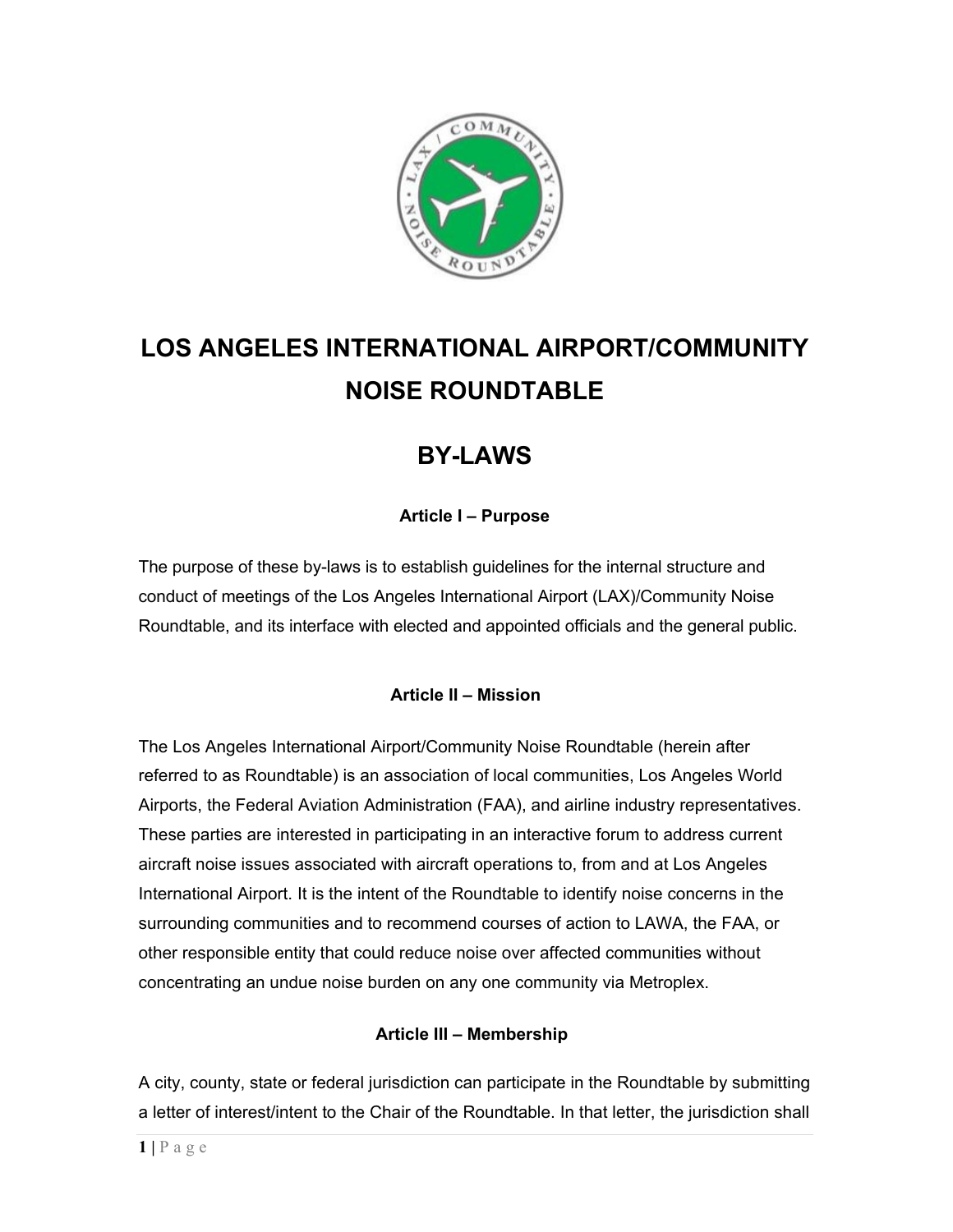# LOS ANGELES INTERNATIONAL AIRPORT/COMMUNITY NOISE ROUNDTABLE

# BY-LAWS

### Article I – Purpose

The purpose of these by-laws is to establish guidelines for the internal structure and conduct of meetings of the Los Angeles International Airport (LAX)/Community Noise Roundtable, and its interface with elected and appointed officials and the general public.

### Article II – Mission

The Los Angeles International Airport/Community Noise Roundtable (herein after referred to as Roundtable) is an association of local communities, Los Angeles World Airports, the Federal Aviation Administration (FAA), and airline industry representatives. These parties are interested in participating in an interactive forum to address current aircraft noise issues associated with aircraft operations to, from and at Los Angeles International Airport. It is the intent of the Roundtable to identify noise concerns in the surrounding communities and to recommend courses of action to LAWA, the FAA, or other responsible entity that could reduce noise over affected communities without concentrating an undue noise burden on any one community via Metroplex.

### Article III – Membership

A city, county, state or federal jurisdiction can participate in the Roundtable by submitting a letter of interest/intent to the Chair of the Roundtable. In that letter, the jurisdiction shall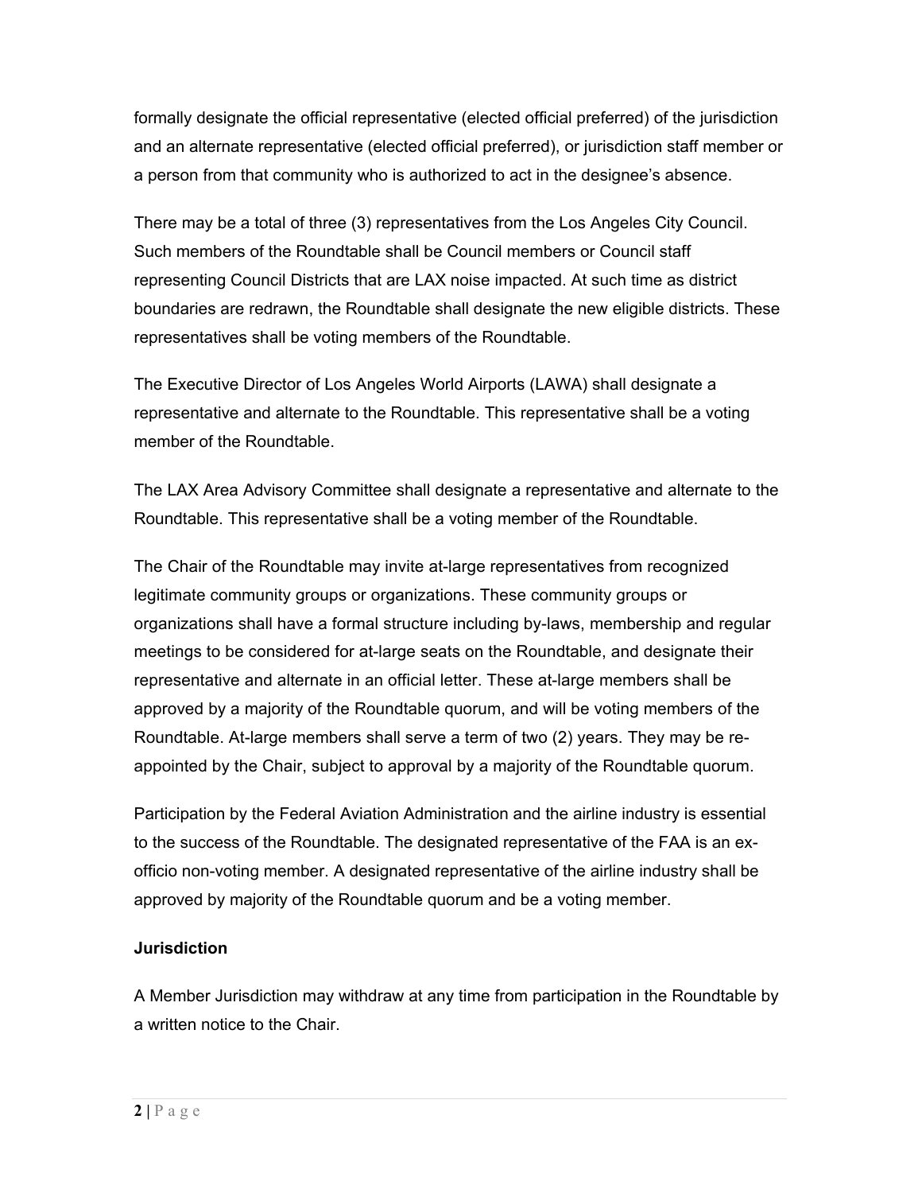formally designate the official representative (elected official preferred) of the jurisdiction and an alternate representative (elected official preferred), or jurisdiction staff member or a person from that community who is authorized to act in the designee's absence.

There may be a total of three (3) representatives from the Los Angeles City Council. Such members of the Roundtable shall be Council members or Council staff representing Council Districts that are LAX noise impacted. At such time as district boundaries are redrawn, the Roundtable shall designate the new eligible districts. These representatives shall be voting members of the Roundtable.

The Executive Director of Los Angeles World Airports (LAWA) shall designate a representative and alternate to the Roundtable. This representative shall be a voting member of the Roundtable.

The LAX Area Advisory Committee shall designate a representative and alternate to the Roundtable. This representative shall be a voting member of the Roundtable.

The Chair of the Roundtable may invite at-large representatives from recognized legitimate community groups or organizations. These community groups or organizations shall have a formal structure including by-laws, membership and regular meetings to be considered for at-large seats on the Roundtable, and designate their representative and alternate in an official letter. These at-large members shall be approved by a majority of the Roundtable quorum, and will be voting members of the Roundtable. At-large members shall serve a term of two (2) years. They may be re-appointed by the Chair, subject to approval by a majority of the Roundtable quorum.

Participation by the Federal Aviation Administration and the airline industry is essential to the success of the Roundtable. The designated representative of the FAA is an ex-officio non-voting member. A designated representative of the airline industry shall be approved by majority of the Roundtable quorum and be a voting member.

**Jurisdiction**

A Member Jurisdiction may withdraw at any time from participation in the Roundtable by a written notice to the Chair.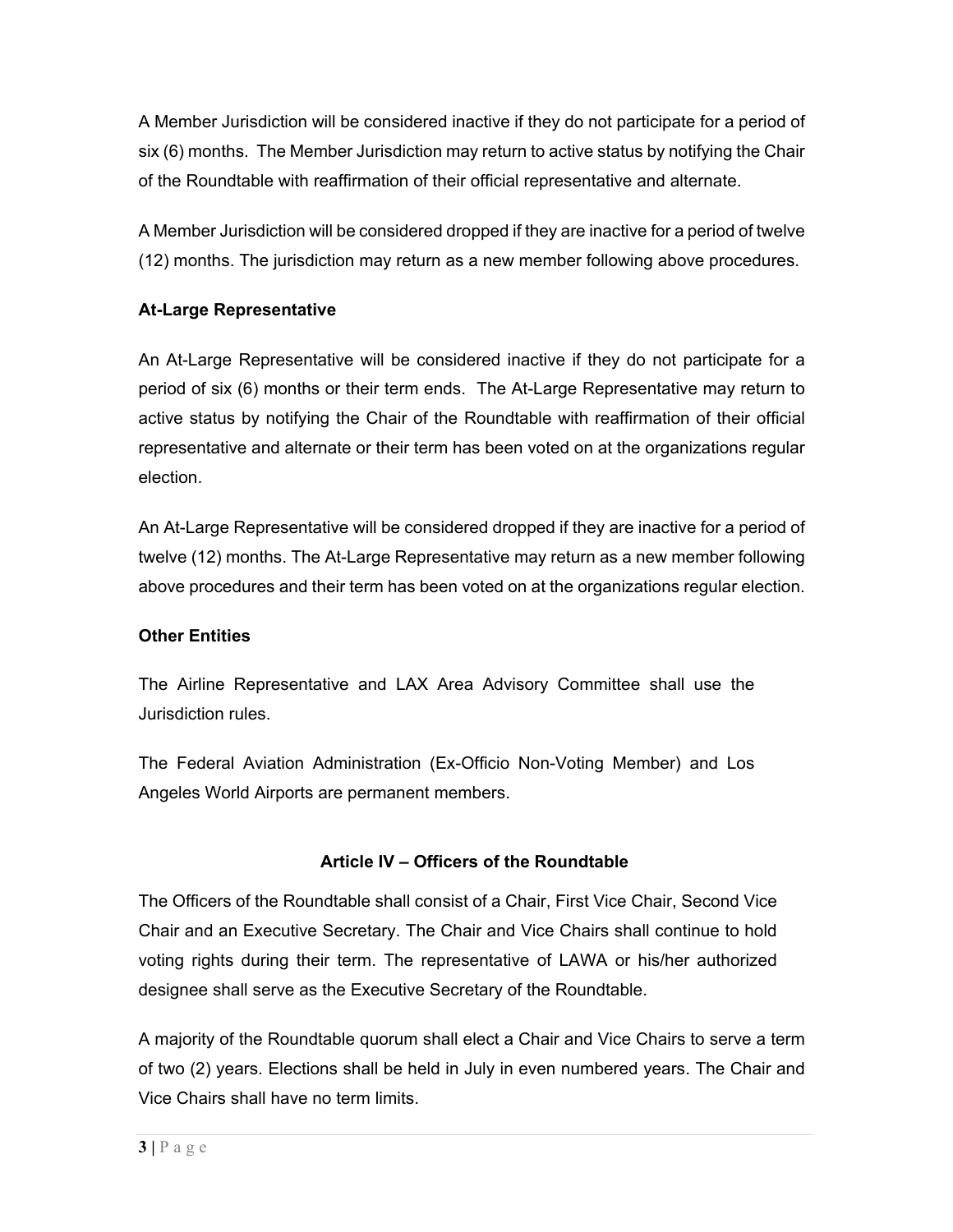A Member Jurisdiction will be considered inactive if they do not participate for a period of six (6) months. The Member Jurisdiction may return to active status by notifying the Chair of the Roundtable with reaffirmation of their official representative and alternate.

A Member Jurisdiction will be considered dropped if they are inactive for a period of twelve (12) months. The jurisdiction may return as a new member following above procedures.

**At-Large Representative**

An At-Large Representative will be considered inactive if they do not participate for a period of six (6) months or their term ends. The At-Large Representative may return to active status by notifying the Chair of the Roundtable with reaffirmation of their official representative and alternate or their term has been voted on at the organizations regular election.

An At-Large Representative will be considered dropped if they are inactive for a period of twelve (12) months. The At-Large Representative may return as a new member following above procedures and their term has been voted on at the organizations regular election.

**Other Entities**

The Airline Representative and LAX Area Advisory Committee shall use the Jurisdiction rules.

The Federal Aviation Administration (Ex-Officio Non-Voting Member) and Los Angeles World Airports are permanent members.

## Article IV – Officers of the Roundtable

The Officers of the Roundtable shall consist of a Chair, First Vice Chair, Second Vice Chair and an Executive Secretary. The Chair and Vice Chairs shall continue to hold voting rights during their term. The representative of LAWA or his/her authorized designee shall serve as the Executive Secretary of the Roundtable.

A majority of the Roundtable quorum shall elect a Chair and Vice Chairs to serve a term of two (2) years. Elections shall be held in July in even numbered years. The Chair and Vice Chairs shall have no term limits.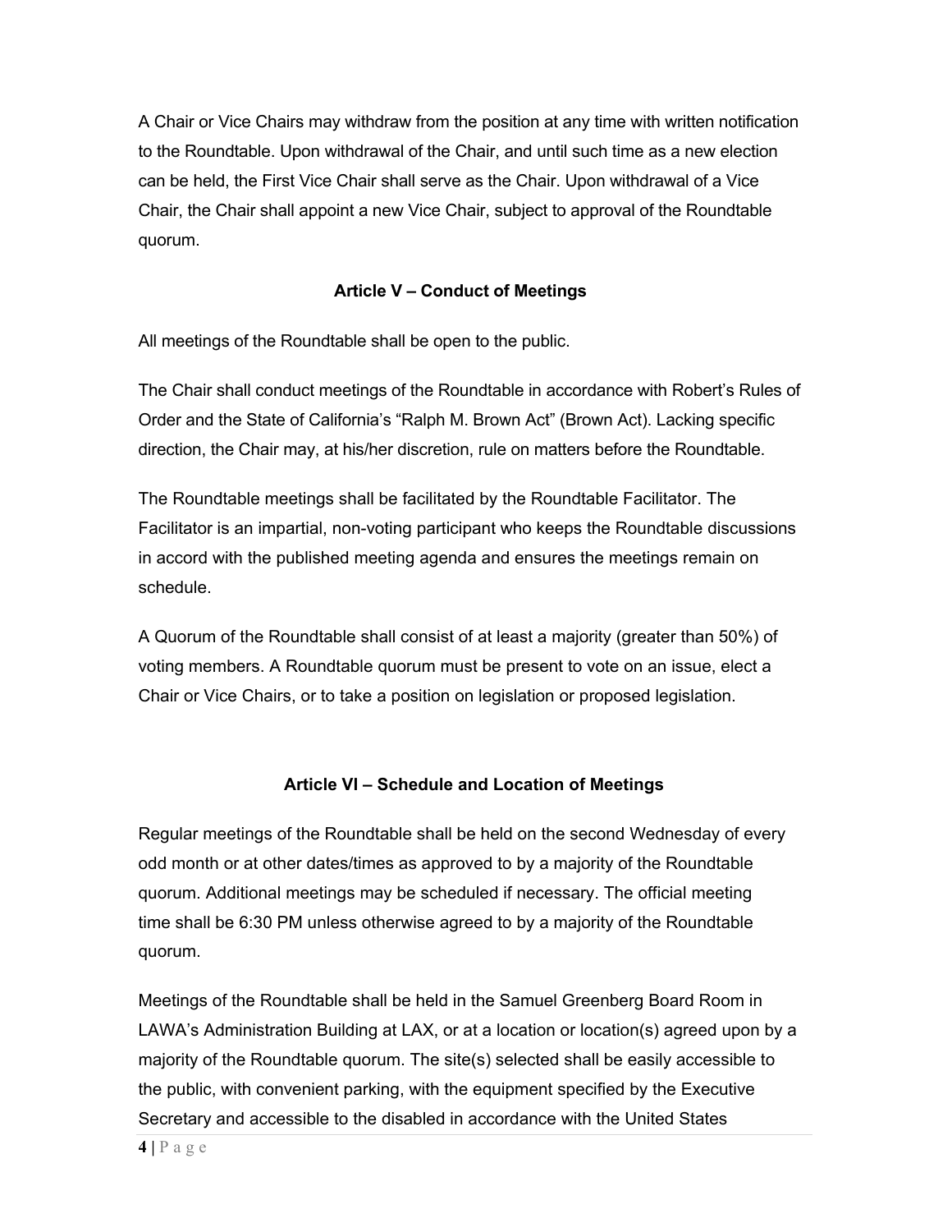A Chair or Vice Chairs may withdraw from the position at any time with written notification to the Roundtable. Upon withdrawal of the Chair, and until such time as a new election can be held, the First Vice Chair shall serve as the Chair. Upon withdrawal of a Vice Chair, the Chair shall appoint a new Vice Chair, subject to approval of the Roundtable quorum.

## Article V – Conduct of Meetings

All meetings of the Roundtable shall be open to the public.

The Chair shall conduct meetings of the Roundtable in accordance with Robert's Rules of Order and the State of California's "Ralph M. Brown Act" (Brown Act). Lacking specific direction, the Chair may, at his/her discretion, rule on matters before the Roundtable.

The Roundtable meetings shall be facilitated by the Roundtable Facilitator. The Facilitator is an impartial, non-voting participant who keeps the Roundtable discussions in accord with the published meeting agenda and ensures the meetings remain on schedule.

A Quorum of the Roundtable shall consist of at least a majority (greater than 50%) of voting members. A Roundtable quorum must be present to vote on an issue, elect a Chair or Vice Chairs, or to take a position on legislation or proposed legislation.

## Article VI – Schedule and Location of Meetings

Regular meetings of the Roundtable shall be held on the second Wednesday of every odd month or at other dates/times as approved to by a majority of the Roundtable quorum. Additional meetings may be scheduled if necessary. The official meeting time shall be 6:30 PM unless otherwise agreed to by a majority of the Roundtable quorum.

Meetings of the Roundtable shall be held in the Samuel Greenberg Board Room in LAWA's Administration Building at LAX, or at a location or location(s) agreed upon by a majority of the Roundtable quorum. The site(s) selected shall be easily accessible to the public, with convenient parking, with the equipment specified by the Executive Secretary and accessible to the disabled in accordance with the United States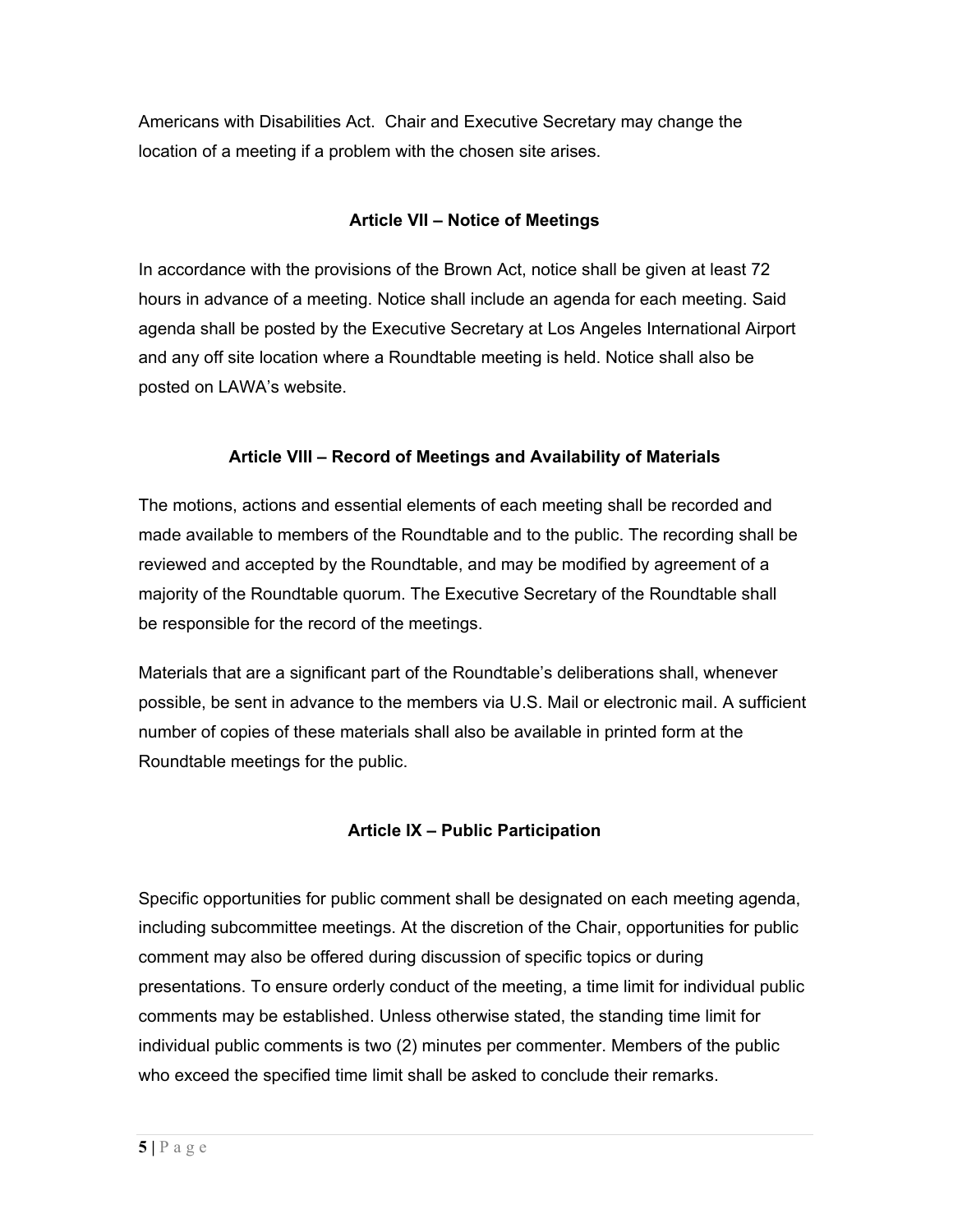Americans with Disabilities Act. Chair and Executive Secretary may change the location of a meeting if a problem with the chosen site arises.

## Article VII – Notice of Meetings

In accordance with the provisions of the Brown Act, notice shall be given at least 72 hours in advance of a meeting. Notice shall include an agenda for each meeting. Said agenda shall be posted by the Executive Secretary at Los Angeles International Airport and any off site location where a Roundtable meeting is held. Notice shall also be posted on LAWA's website.

## Article VIII – Record of Meetings and Availability of Materials

The motions, actions and essential elements of each meeting shall be recorded and made available to members of the Roundtable and to the public. The recording shall be reviewed and accepted by the Roundtable, and may be modified by agreement of a majority of the Roundtable quorum. The Executive Secretary of the Roundtable shall be responsible for the record of the meetings.

Materials that are a significant part of the Roundtable's deliberations shall, whenever possible, be sent in advance to the members via U.S. Mail or electronic mail. A sufficient number of copies of these materials shall also be available in printed form at the Roundtable meetings for the public.

## Article IX – Public Participation

Specific opportunities for public comment shall be designated on each meeting agenda, including subcommittee meetings. At the discretion of the Chair, opportunities for public comment may also be offered during discussion of specific topics or during presentations. To ensure orderly conduct of the meeting, a time limit for individual public comments may be established. Unless otherwise stated, the standing time limit for individual public comments is two (2) minutes per commenter. Members of the public who exceed the specified time limit shall be asked to conclude their remarks.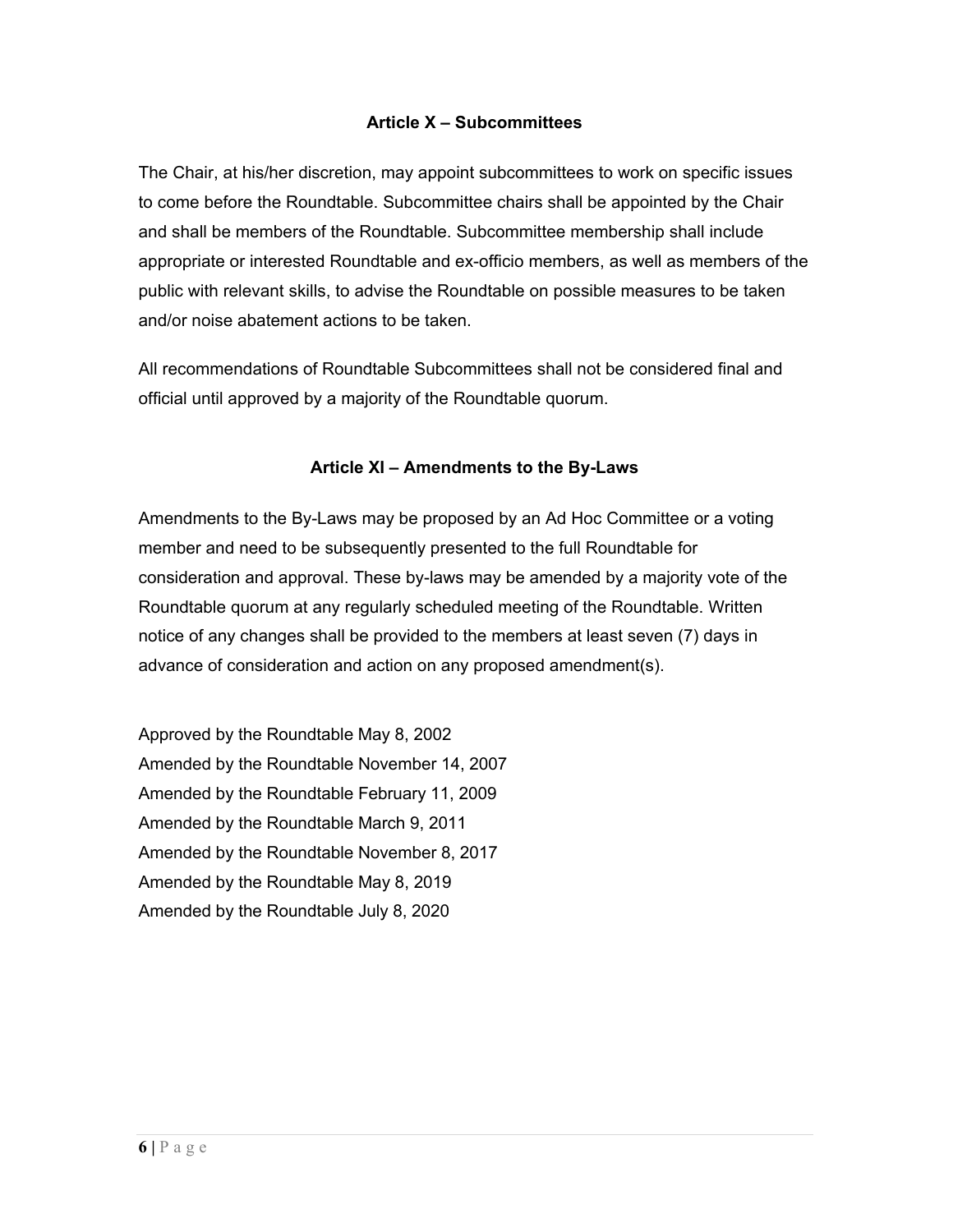## Article X – Subcommittees

The Chair, at his/her discretion, may appoint subcommittees to work on specific issues to come before the Roundtable. Subcommittee chairs shall be appointed by the Chair and shall be members of the Roundtable. Subcommittee membership shall include appropriate or interested Roundtable and ex-officio members, as well as members of the public with relevant skills, to advise the Roundtable on possible measures to be taken and/or noise abatement actions to be taken.

All recommendations of Roundtable Subcommittees shall not be considered final and official until approved by a majority of the Roundtable quorum.

## Article XI – Amendments to the By-Laws

Amendments to the By-Laws may be proposed by an Ad Hoc Committee or a voting member and need to be subsequently presented to the full Roundtable for consideration and approval. These by-laws may be amended by a majority vote of the Roundtable quorum at any regularly scheduled meeting of the Roundtable. Written notice of any changes shall be provided to the members at least seven (7) days in advance of consideration and action on any proposed amendment(s).

Approved by the Roundtable May 8, 2002
Amended by the Roundtable November 14, 2007
Amended by the Roundtable February 11, 2009
Amended by the Roundtable March 9, 2011
Amended by the Roundtable November 8, 2017
Amended by the Roundtable May 8, 2019
Amended by the Roundtable July 8, 2020